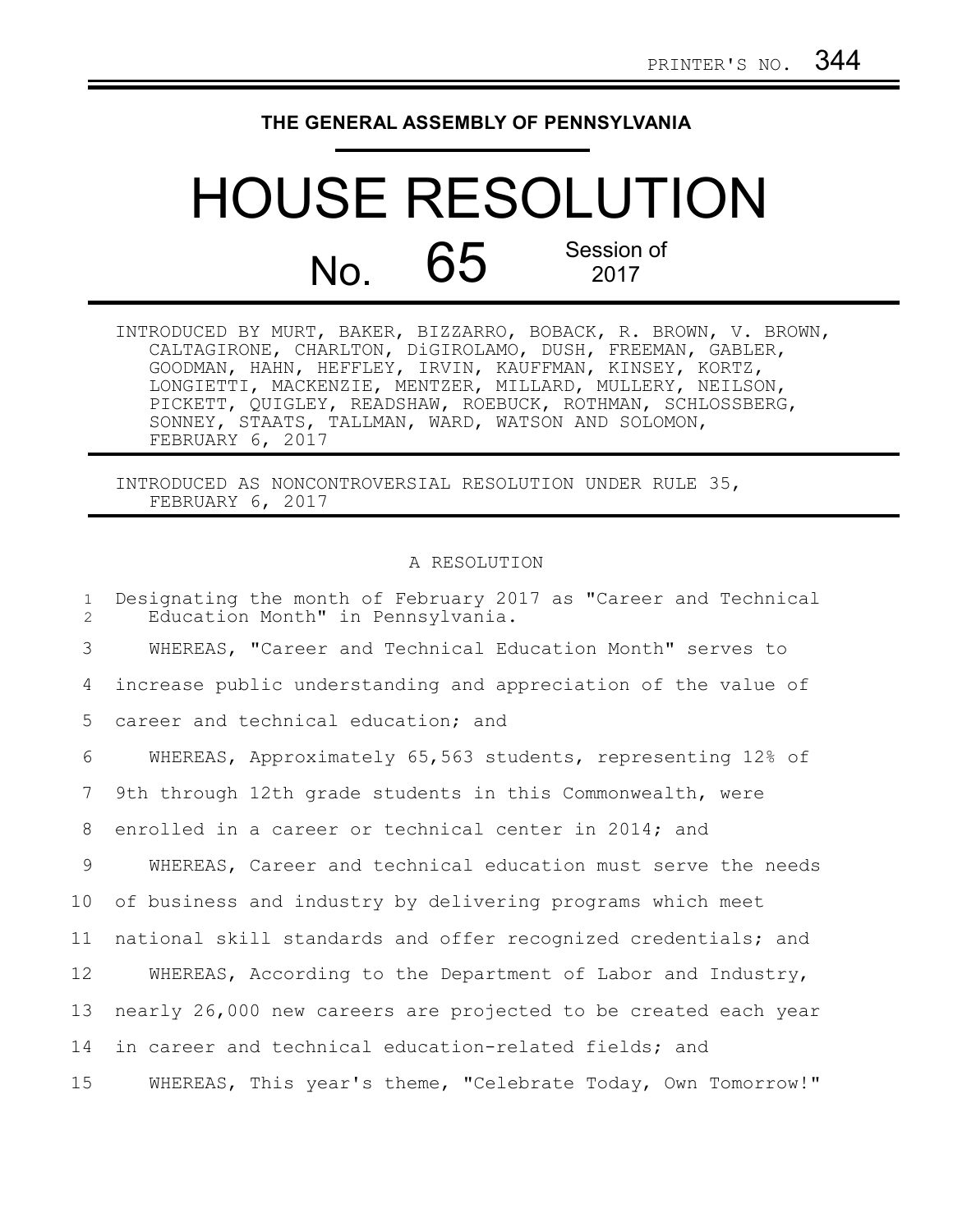PRINTER'S NO. 344

**THE GENERAL ASSEMBLY OF PENNSYLVANIA**

# HOUSE RESOLUTION

## No. 65 Session of 2017

INTRODUCED BY MURT, BAKER, BIZZARRO, BOBACK, R. BROWN, V. BROWN, CALTAGIRONE, CHARLTON, DiGIROLAMO, DUSH, FREEMAN, GABLER, GOODMAN, HAHN, HEFFLEY, IRVIN, KAUFFMAN, KINSEY, KORTZ, LONGIETTI, MACKENZIE, MENTZER, MILLARD, MULLERY, NEILSON, PICKETT, QUIGLEY, READSHAW, ROEBUCK, ROTHMAN, SCHLOSSBERG, SONNEY, STAATS, TALLMAN, WARD, WATSON AND SOLOMON, FEBRUARY 6, 2017

INTRODUCED AS NONCONTROVERSIAL RESOLUTION UNDER RULE 35, FEBRUARY 6, 2017

A RESOLUTION

1 Designating the month of February 2017 as "Career and Technical
2 Education Month" in Pennsylvania.

3 WHEREAS, "Career and Technical Education Month" serves to
4 increase public understanding and appreciation of the value of
5 career and technical education; and
6 WHEREAS, Approximately 65,563 students, representing 12% of
7 9th through 12th grade students in this Commonwealth, were
8 enrolled in a career or technical center in 2014; and
9 WHEREAS, Career and technical education must serve the needs
10 of business and industry by delivering programs which meet
11 national skill standards and offer recognized credentials; and
12 WHEREAS, According to the Department of Labor and Industry,
13 nearly 26,000 new careers are projected to be created each year
14 in career and technical education-related fields; and
15 WHEREAS, This year's theme, "Celebrate Today, Own Tomorrow!"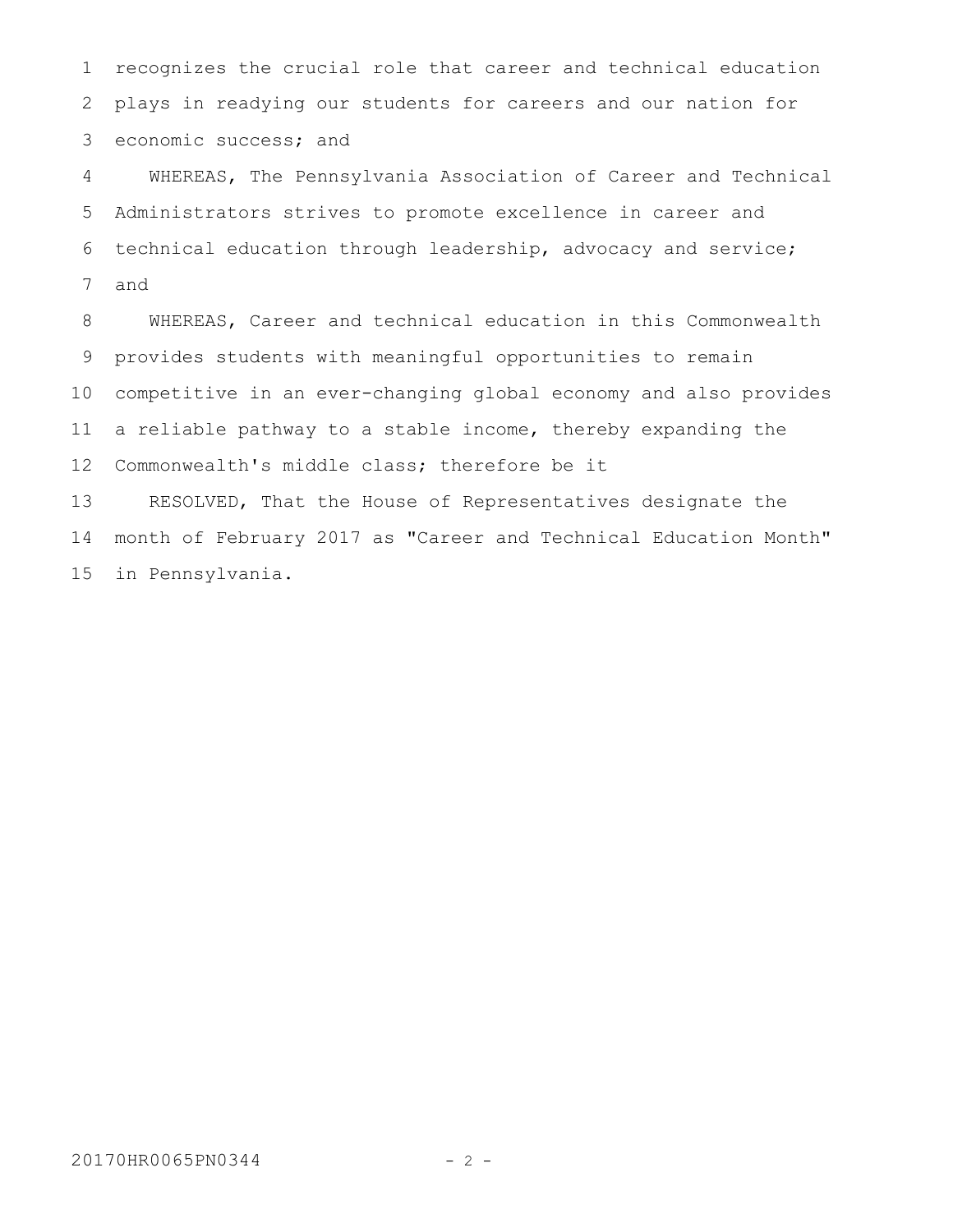recognizes the crucial role that career and technical education plays in readying our students for careers and our nation for economic success; and

WHEREAS, The Pennsylvania Association of Career and Technical Administrators strives to promote excellence in career and technical education through leadership, advocacy and service; and

WHEREAS, Career and technical education in this Commonwealth provides students with meaningful opportunities to remain competitive in an ever-changing global economy and also provides a reliable pathway to a stable income, thereby expanding the Commonwealth's middle class; therefore be it

RESOLVED, That the House of Representatives designate the month of February 2017 as "Career and Technical Education Month" in Pennsylvania.